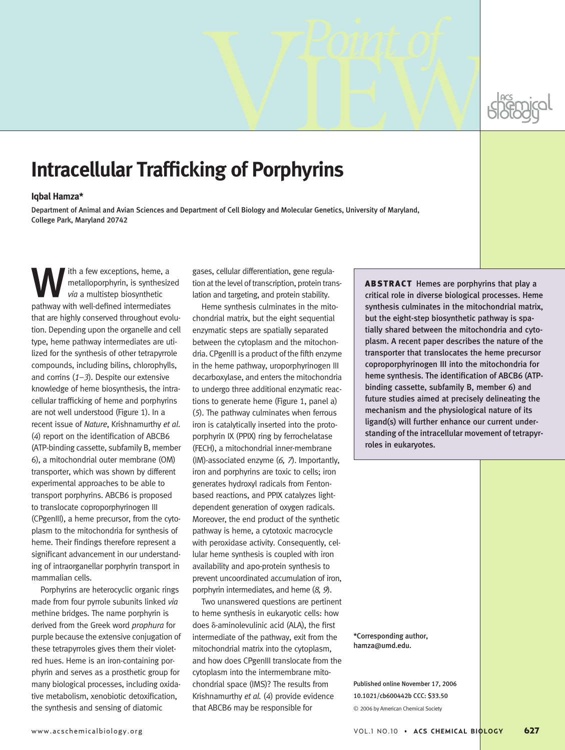# Intracellular Trafficking of Porphyrins

**Iqbal Hamza***

Department of Animal and Avian Sciences and Department of Cell Biology and Molecular Genetics, University of Maryland, College Park, Maryland 20742

**ABSTRACT** Hemes are porphyrins that play a critical role in diverse biological processes. Heme synthesis culminates in the mitochondrial matrix, but the eight-step biosynthetic pathway is spatially shared between the mitochondria and cytoplasm. A recent paper describes the nature of the transporter that translocates the heme precursor coproporphyrinogen III into the mitochondria for heme synthesis. The identification of ABCB6 (ATP-binding cassette, subfamily B, member 6) and future studies aimed at precisely delineating the mechanism and the physiological nature of its ligand(s) will further enhance our current understanding of the intracellular movement of tetrapyrroles in eukaryotes.

With a few exceptions, heme, a metalloporphyrin, is synthesized *via* a multistep biosynthetic pathway with well-defined intermediates that are highly conserved throughout evolution. Depending upon the organelle and cell type, heme pathway intermediates are utilized for the synthesis of other tetrapyrrole compounds, including bilins, chlorophylls, and corrins (*1–3*). Despite our extensive knowledge of heme biosynthesis, the intracellular trafficking of heme and porphyrins are not well understood (Figure 1). In a recent issue of *Nature*, Krishnamurthy *et al.* (*4*) report on the identification of ABCB6 (ATP-binding cassette, subfamily B, member 6), a mitochondrial outer membrane (OM) transporter, which was shown by different experimental approaches to be able to transport porphyrins. ABCB6 is proposed to translocate coproporphyrinogen III (CPgenIII), a heme precursor, from the cytoplasm to the mitochondria for synthesis of heme. Their findings therefore represent a significant advancement in our understanding of intraorganellar porphyrin transport in mammalian cells.

Porphyrins are heterocyclic organic rings made from four pyrrole subunits linked *via* methine bridges. The name porphyrin is derived from the Greek word *prophura* for purple because the extensive conjugation of these tetrapyrroles gives them their violet-red hues. Heme is an iron-containing porphyrin and serves as a prosthetic group for many biological processes, including oxidative metabolism, xenobiotic detoxification, the synthesis and sensing of diatomic gases, cellular differentiation, gene regulation at the level of transcription, protein translation and targeting, and protein stability.

Heme synthesis culminates in the mitochondrial matrix, but the eight sequential enzymatic steps are spatially separated between the cytoplasm and the mitochondria. CPgenIII is a product of the fifth enzyme in the heme pathway, uroporphyrinogen III decarboxylase, and enters the mitochondria to undergo three additional enzymatic reactions to generate heme (Figure 1, panel a) (*5*). The pathway culminates when ferrous iron is catalytically inserted into the protoporphyrin IX (PPIX) ring by ferrochelatase (FECH), a mitochondrial inner-membrane (IM)-associated enzyme (*6, 7*). Importantly, iron and porphyrins are toxic to cells; iron generates hydroxyl radicals from Fenton-based reactions, and PPIX catalyzes light-dependent generation of oxygen radicals. Moreover, the end product of the synthetic pathway is heme, a cytotoxic macrocycle with peroxidase activity. Consequently, cellular heme synthesis is coupled with iron availability and apo-protein synthesis to prevent uncoordinated accumulation of iron, porphyrin intermediates, and heme (*8, 9*).

Two unanswered questions are pertinent to heme synthesis in eukaryotic cells: how does δ-aminolevulinic acid (ALA), the first intermediate of the pathway, exit from the mitochondrial matrix into the cytoplasm, and how does CPgenIII translocate from the cytoplasm into the intermembrane mitochondrial space (IMS)? The results from Krishnamurthy *et al.* (*4*) provide evidence that ABCB6 may be responsible for

*Corresponding author, hamza@umd.edu.

Published online November 17, 2006
10.1021/cb600442b CCC: $33.50
© 2006 by American Chemical Society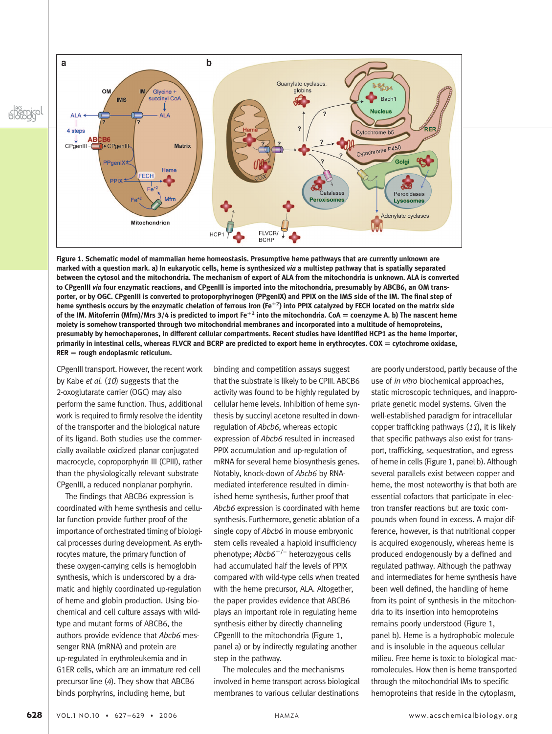**Figure 1. Schematic model of mammalian heme homeostasis. Presumptive heme pathways that are currently unknown are marked with a question mark. a) In eukaryotic cells, heme is synthesized *via* a multistep pathway that is spatially separated between the cytosol and the mitochondria. The mechanism of export of ALA from the mitochondria is unknown. ALA is converted to CPgenIII *via* four enzymatic reactions, and CPgenIII is imported into the mitochondria, presumably by ABCB6, an OM transporter, or by OGC. CPgenIII is converted to protoporphyrinogen (PPgenIX) and PPIX on the IMS side of the IM. The final step of heme synthesis occurs by the enzymatic chelation of ferrous iron ($Fe^{+2}$) into PPIX catalyzed by FECH located on the matrix side of the IM. Mitoferrin (Mfrn)/Mrs 3/4 is predicted to import $Fe^{+2}$ into the mitochondria. CoA = coenzyme A. b) The nascent heme moiety is somehow transported through two mitochondrial membranes and incorporated into a multitude of hemoproteins, presumably by hemachaperones, in different cellular compartments. Recent studies have identified HCP1 as the heme importer, primarily in intestinal cells, whereas FLVCR and BCRP are predicted to export heme in erythrocytes. COX = cytochrome oxidase, RER = rough endoplasmic reticulum.**

CPgenIII transport. However, the recent work by Kabe *et al.* (*10*) suggests that the 2-oxoglutarate carrier (OGC) may also perform the same function. Thus, additional work is required to firmly resolve the identity of the transporter and the biological nature of its ligand. Both studies use the commercially available oxidized planar conjugated macrocycle, coproporphyrin III (CPIII), rather than the physiologically relevant substrate CPgenIII, a reduced nonplanar porphyrin.

The findings that ABCB6 expression is coordinated with heme synthesis and cellular function provide further proof of the importance of orchestrated timing of biological processes during development. As erythrocytes mature, the primary function of these oxygen-carrying cells is hemoglobin synthesis, which is underscored by a dramatic and highly coordinated up-regulation of heme and globin production. Using biochemical and cell culture assays with wild-type and mutant forms of ABCB6, the authors provide evidence that *Abcb6* messenger RNA (mRNA) and protein are up-regulated in erythroleukemia and in G1ER cells, which are an immature red cell precursor line (*4*). They show that ABCB6 binds porphyrins, including heme, but binding and competition assays suggest that the substrate is likely to be CPIII. ABCB6 activity was found to be highly regulated by cellular heme levels. Inhibition of heme synthesis by succinyl acetone resulted in down-regulation of *Abcb6*, whereas ectopic expression of *Abcb6* resulted in increased PPIX accumulation and up-regulation of mRNA for several heme biosynthesis genes. Notably, knock-down of *Abcb6* by RNA-mediated interference resulted in diminished heme synthesis, further proof that *Abcb6* expression is coordinated with heme synthesis. Furthermore, genetic ablation of a single copy of *Abcb6* in mouse embryonic stem cells revealed a haploid insufficiency phenotype; *Abcb6*$^{+/-}$ heterozygous cells had accumulated half the levels of PPIX compared with wild-type cells when treated with the heme precursor, ALA. Altogether, the paper provides evidence that ABCB6 plays an important role in regulating heme synthesis either by directly channeling CPgenIII to the mitochondria (Figure 1, panel a) or by indirectly regulating another step in the pathway.

The molecules and the mechanisms involved in heme transport across biological membranes to various cellular destinations are poorly understood, partly because of the use of *in vitro* biochemical approaches, static microscopic techniques, and inappropriate genetic model systems. Given the well-established paradigm for intracellular copper trafficking pathways (*11*), it is likely that specific pathways also exist for transport, trafficking, sequestration, and egress of heme in cells (Figure 1, panel b). Although several parallels exist between copper and heme, the most noteworthy is that both are essential cofactors that participate in electron transfer reactions but are toxic compounds when found in excess. A major difference, however, is that nutritional copper is acquired exogenously, whereas heme is produced endogenously by a defined and regulated pathway. Although the pathway and intermediates for heme synthesis have been well defined, the handling of heme from its point of synthesis in the mitochondria to its insertion into hemoproteins remains poorly understood (Figure 1, panel b). Heme is a hydrophobic molecule and is insoluble in the aqueous cellular milieu. Free heme is toxic to biological macromolecules. How then is heme transported through the mitochondrial IMs to specific hemoproteins that reside in the cytoplasm,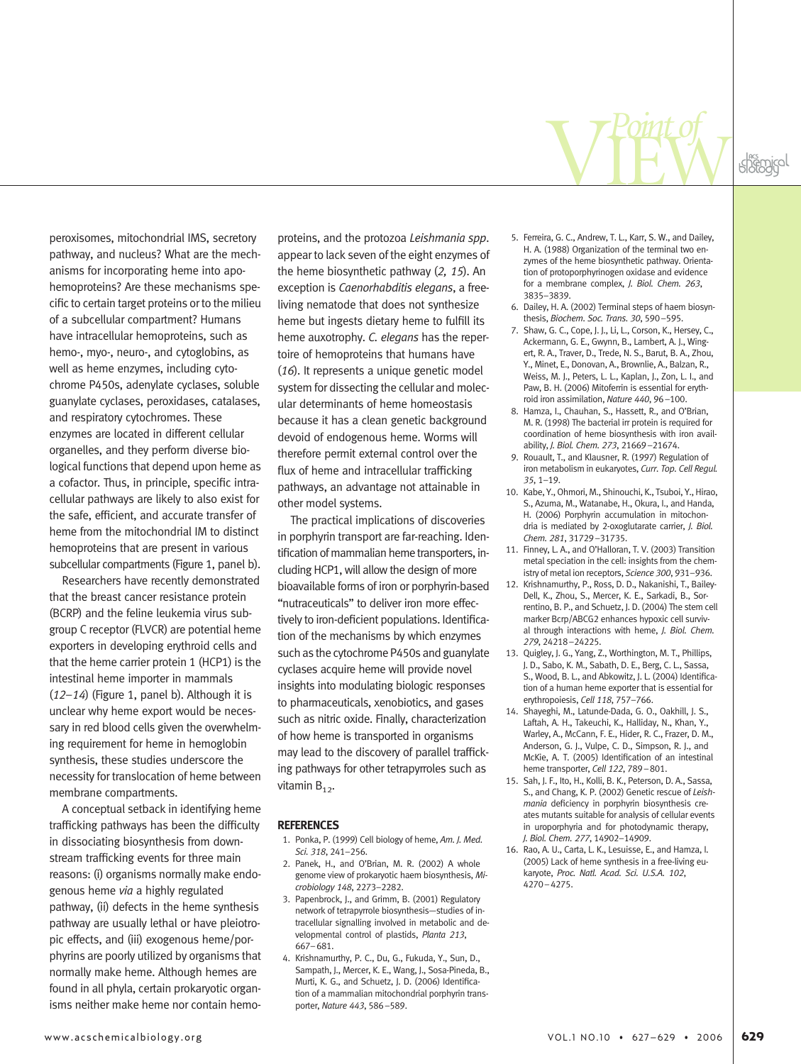peroxisomes, mitochondrial IMS, secretory pathway, and nucleus? What are the mechanisms for incorporating heme into apohemoproteins? Are these mechanisms specific to certain target proteins or to the milieu of a subcellular compartment? Humans have intracellular hemoproteins, such as hemo-, myo-, neuro-, and cytoglobins, as well as heme enzymes, including cytochrome P450s, adenylate cyclases, soluble guanylate cyclases, peroxidases, catalases, and respiratory cytochromes. These enzymes are located in different cellular organelles, and they perform diverse biological functions that depend upon heme as a cofactor. Thus, in principle, specific intracellular pathways are likely to also exist for the safe, efficient, and accurate transfer of heme from the mitochondrial IM to distinct hemoproteins that are present in various subcellular compartments (Figure 1, panel b).

Researchers have recently demonstrated that the breast cancer resistance protein (BCRP) and the feline leukemia virus subgroup C receptor (FLVCR) are potential heme exporters in developing erythroid cells and that the heme carrier protein 1 (HCP1) is the intestinal heme importer in mammals (*12–14*) (Figure 1, panel b). Although it is unclear why heme export would be necessary in red blood cells given the overwhelming requirement for heme in hemoglobin synthesis, these studies underscore the necessity for translocation of heme between membrane compartments.

A conceptual setback in identifying heme trafficking pathways has been the difficulty in dissociating biosynthesis from downstream trafficking events for three main reasons: (i) organisms normally make endogenous heme *via* a highly regulated pathway, (ii) defects in the heme synthesis pathway are usually lethal or have pleiotropic effects, and (iii) exogenous heme/porphyrins are poorly utilized by organisms that normally make heme. Although hemes are found in all phyla, certain prokaryotic organisms neither make heme nor contain hemoproteins, and the protozoa *Leishmania spp.* appear to lack seven of the eight enzymes of the heme biosynthetic pathway (*2, 15*). An exception is *Caenorhabditis elegans*, a free-living nematode that does not synthesize heme but ingests dietary heme to fulfill its heme auxotrophy. *C. elegans* has the repertoire of hemoproteins that humans have (*16*). It represents a unique genetic model system for dissecting the cellular and molecular determinants of heme homeostasis because it has a clean genetic background devoid of endogenous heme. Worms will therefore permit external control over the flux of heme and intracellular trafficking pathways, an advantage not attainable in other model systems.

The practical implications of discoveries in porphyrin transport are far-reaching. Identification of mammalian heme transporters, including HCP1, will allow the design of more bioavailable forms of iron or porphyrin-based "nutraceuticals" to deliver iron more effectively to iron-deficient populations. Identification of the mechanisms by which enzymes such as the cytochrome P450s and guanylate cyclases acquire heme will provide novel insights into modulating biologic responses to pharmaceuticals, xenobiotics, and gases such as nitric oxide. Finally, characterization of how heme is transported in organisms may lead to the discovery of parallel trafficking pathways for other tetrapyrroles such as vitamin $B_{12}$.

## REFERENCES

1. Ponka, P. (1999) Cell biology of heme, *Am. J. Med. Sci. 318*, 241–256.
2. Panek, H., and O'Brian, M. R. (2002) A whole genome view of prokaryotic haem biosynthesis, *Microbiology 148*, 2273–2282.
3. Papenbrock, J., and Grimm, B. (2001) Regulatory network of tetrapyrrole biosynthesis—studies of intracellular signalling involved in metabolic and developmental control of plastids, *Planta 213*, 667–681.
4. Krishnamurthy, P. C., Du, G., Fukuda, Y., Sun, D., Sampath, J., Mercer, K. E., Wang, J., Sosa-Pineda, B., Murti, K. G., and Schuetz, J. D. (2006) Identification of a mammalian mitochondrial porphyrin transporter, *Nature 443*, 586–589.
5. Ferreira, G. C., Andrew, T. L., Karr, S. W., and Dailey, H. A. (1988) Organization of the terminal two enzymes of the heme biosynthetic pathway. Orientation of protoporphyrinogen oxidase and evidence for a membrane complex, *J. Biol. Chem. 263*, 3835–3839.
6. Dailey, H. A. (2002) Terminal steps of haem biosynthesis, *Biochem. Soc. Trans. 30*, 590–595.
7. Shaw, G. C., Cope, J. J., Li, L., Corson, K., Hersey, C., Ackermann, G. E., Gwynn, B., Lambert, A. J., Wingert, R. A., Traver, D., Trede, N. S., Barut, B. A., Zhou, Y., Minet, E., Donovan, A., Brownlie, A., Balzan, R., Weiss, M. J., Peters, L. L., Kaplan, J., Zon, L. I., and Paw, B. H. (2006) Mitoferrin is essential for erythroid iron assimilation, *Nature 440*, 96–100.
8. Hamza, I., Chauhan, S., Hassett, R., and O'Brian, M. R. (1998) The bacterial irr protein is required for coordination of heme biosynthesis with iron availability, *J. Biol. Chem. 273*, 21669–21674.
9. Rouault, T., and Klausner, R. (1997) Regulation of iron metabolism in eukaryotes, *Curr. Top. Cell Regul. 35*, 1–19.
10. Kabe, Y., Ohmori, M., Shinouchi, K., Tsuboi, Y., Hirao, S., Azuma, M., Watanabe, H., Okura, I., and Handa, H. (2006) Porphyrin accumulation in mitochondria is mediated by 2-oxoglutarate carrier, *J. Biol. Chem. 281*, 31729–31735.
11. Finney, L. A., and O'Halloran, T. V. (2003) Transition metal speciation in the cell: insights from the chemistry of metal ion receptors, *Science 300*, 931–936.
12. Krishnamurthy, P., Ross, D. D., Nakanishi, T., Bailey-Dell, K., Zhou, S., Mercer, K. E., Sarkadi, B., Sorrentino, B. P., and Schuetz, J. D. (2004) The stem cell marker Bcrp/ABCG2 enhances hypoxic cell survival through interactions with heme, *J. Biol. Chem. 279*, 24218–24225.
13. Quigley, J. G., Yang, Z., Worthington, M. T., Phillips, J. D., Sabo, K. M., Sabath, D. E., Berg, C. L., Sassa, S., Wood, B. L., and Abkowitz, J. L. (2004) Identification of a human heme exporter that is essential for erythropoiesis, *Cell 118*, 757–766.
14. Shayeghi, M., Latunde-Dada, G. O., Oakhill, J. S., Laftah, A. H., Takeuchi, K., Halliday, N., Khan, Y., Warley, A., McCann, F. E., Hider, R. C., Frazer, D. M., Anderson, G. J., Vulpe, C. D., Simpson, R. J., and McKie, A. T. (2005) Identification of an intestinal heme transporter, *Cell 122*, 789–801.
15. Sah, J. F., Ito, H., Kolli, B. K., Peterson, D. A., Sassa, S., and Chang, K. P. (2002) Genetic rescue of *Leishmania* deficiency in porphyrin biosynthesis creates mutants suitable for analysis of cellular events in uroporphyria and for photodynamic therapy, *J. Biol. Chem. 277*, 14902–14909.
16. Rao, A. U., Carta, L. K., Lesuisse, E., and Hamza, I. (2005) Lack of heme synthesis in a free-living eukaryote, *Proc. Natl. Acad. Sci. U.S.A. 102*, 4270–4275.